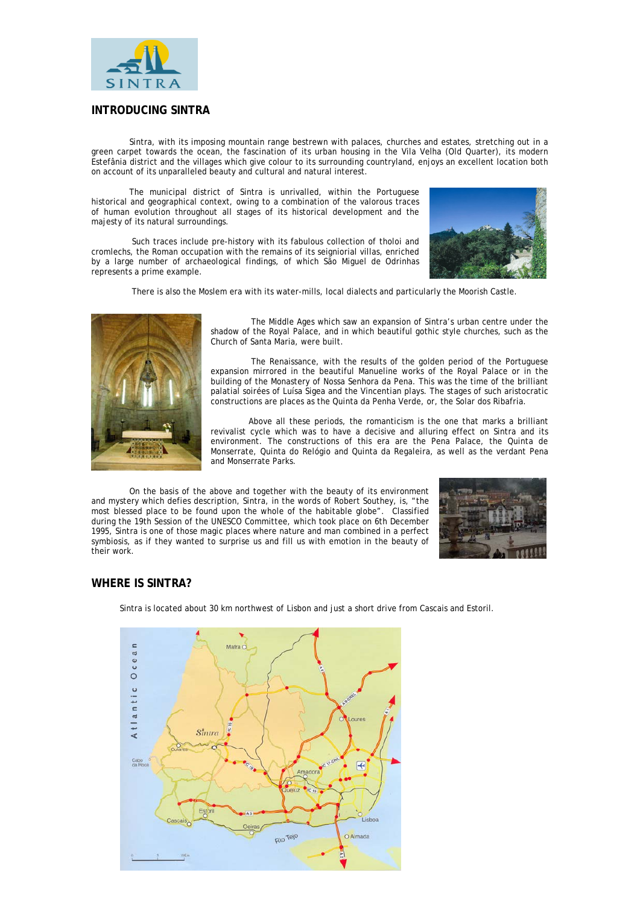## INTRODUCING SINTRA

Sintra, with its imposing mountain range bestrewn with palaces, churches and estates, stretching out in a green carpet towards the ocean, the fascination of its urban housing in the Vila Velha (Old Quarter), its modern Estefânia district and the villages which give colour to its surrounding countryland, enjoys an excellent location both on account of its unparalleled beauty and cultural and natural interest.

The municipal district of Sintra is unrivalled, within the Portuguese historical and geographical context, owing to a combination of the valorous traces of human evolution throughout all stages of its historical development and the majesty of its natural surroundings.

Such traces include pre-history with its fabulous collection of tholoi and cromlechs, the Roman occupation with the remains of its seigniorial villas, enriched by a large number of archaeological findings, of which São Miguel de Odrinhas represents a prime example.

There is also the Moslem era with its water-mills, local dialects and particularly the Moorish Castle.

The Middle Ages which saw an expansion of Sintra's urban centre under the shadow of the Royal Palace, and in which beautiful gothic style churches, such as the Church of Santa Maria, were built.

The Renaissance, with the results of the golden period of the Portuguese expansion mirrored in the beautiful Manueline works of the Royal Palace or in the building of the Monastery of Nossa Senhora da Pena. This was the time of the brilliant palatial soirées of Luísa Sigea and the Vincentian plays. The stages of such aristocratic constructions are places as the Quinta da Penha Verde, or, the Solar dos Ribafria.

Above all these periods, the romanticism is the one that marks a brilliant revivalist cycle which was to have a decisive and alluring effect on Sintra and its environment. The constructions of this era are the Pena Palace, the Quinta de Monserrate, Quinta do Relógio and Quinta da Regaleira, as well as the verdant Pena and Monserrate Parks.

On the basis of the above and together with the beauty of its environment and mystery which defies description, Sintra, in the words of Robert Southey, is, "the most blessed place to be found upon the whole of the habitable globe". Classified during the 19th Session of the UNESCO Committee, which took place on 6th December 1995, Sintra is one of those magic places where nature and man combined in a perfect symbiosis, as if they wanted to surprise us and fill us with emotion in the beauty of their work.

## WHERE IS SINTRA?

Sintra is located about 30 km northwest of Lisbon and just a short drive from Cascais and Estoril.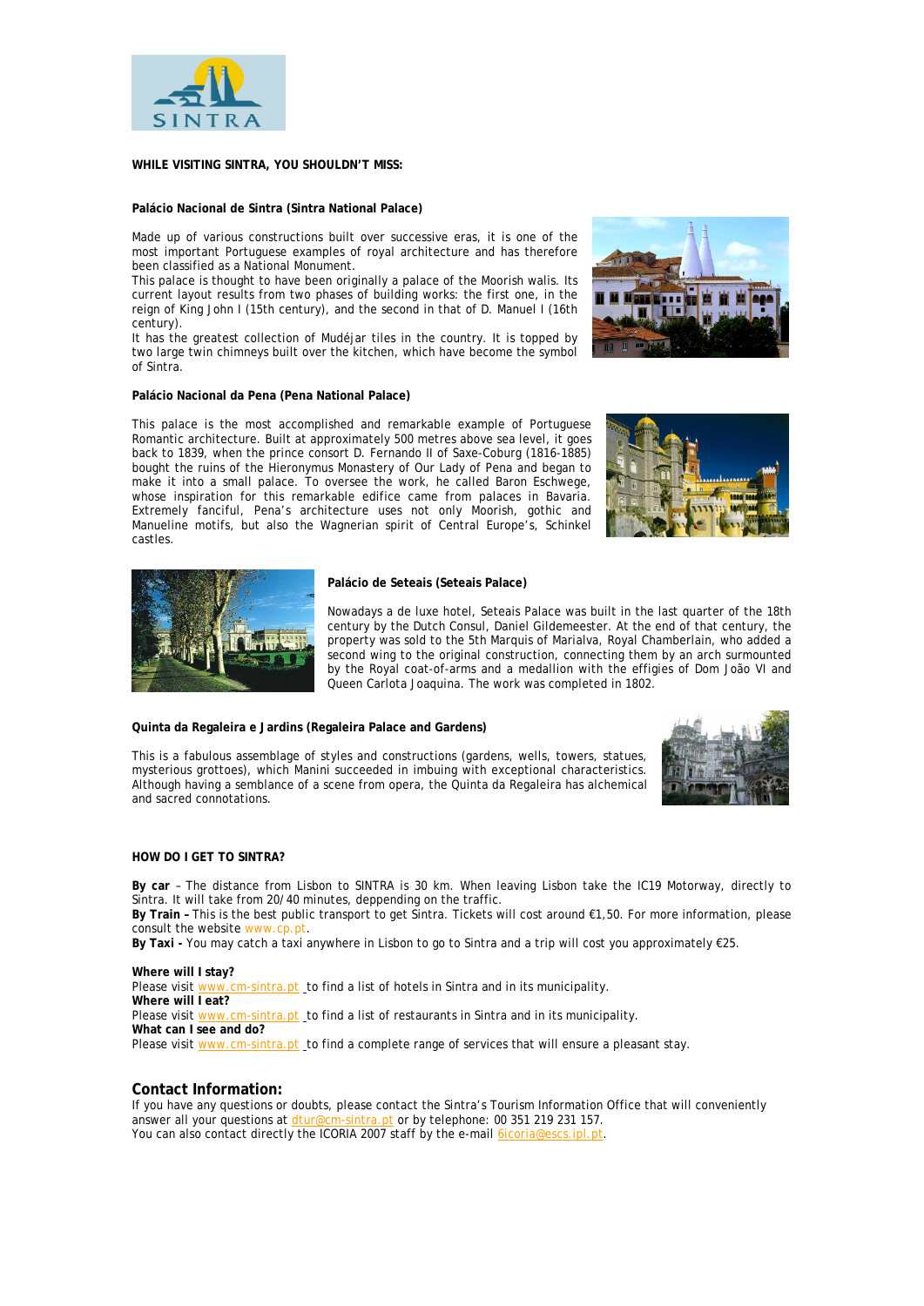SINTRA

**WHILE VISITING SINTRA, YOU SHOULDN'T MISS:**

**Palácio Nacional de Sintra (Sintra National Palace)**

Made up of various constructions built over successive eras, it is one of the most important Portuguese examples of royal architecture and has therefore been classified as a National Monument.
This palace is thought to have been originally a palace of the Moorish walis. Its current layout results from two phases of building works: the first one, in the reign of King John I (15th century), and the second in that of D. Manuel I (16th century).
It has the greatest collection of Mudéjar tiles in the country. It is topped by two large twin chimneys built over the kitchen, which have become the symbol of Sintra.

**Palácio Nacional da Pena (Pena National Palace)**

This palace is the most accomplished and remarkable example of Portuguese Romantic architecture. Built at approximately 500 metres above sea level, it goes back to 1839, when the prince consort D. Fernando II of Saxe-Coburg (1816-1885) bought the ruins of the Hieronymus Monastery of Our Lady of Pena and began to make it into a small palace. To oversee the work, he called Baron Eschwege, whose inspiration for this remarkable edifice came from palaces in Bavaria. Extremely fanciful, Pena's architecture uses not only Moorish, gothic and Manueline motifs, but also the Wagnerian spirit of Central Europe's, Schinkel castles.

**Palácio de Seteais (Seteais Palace)**

Nowadays a de luxe hotel, Seteais Palace was built in the last quarter of the 18th century by the Dutch Consul, Daniel Gildemeester. At the end of that century, the property was sold to the 5th Marquis of Marialva, Royal Chamberlain, who added a second wing to the original construction, connecting them by an arch surmounted by the Royal coat-of-arms and a medallion with the effigies of Dom João VI and Queen Carlota Joaquina. The work was completed in 1802.

**Quinta da Regaleira e Jardins (Regaleira Palace and Gardens)**

This is a fabulous assemblage of styles and constructions (gardens, wells, towers, statues, mysterious grottoes), which Manini succeeded in imbuing with exceptional characteristics. Although having a semblance of a scene from opera, the Quinta da Regaleira has alchemical and sacred connotations.

**HOW DO I GET TO SINTRA?**

**By car** – The distance from Lisbon to SINTRA is 30 km. When leaving Lisbon take the IC19 Motorway, directly to Sintra. It will take from 20/40 minutes, deppending on the traffic.
**By Train –** This is the best public transport to get Sintra. Tickets will cost around €1,50. For more information, please consult the website www.cp.pt.
**By Taxi -** You may catch a taxi anywhere in Lisbon to go to Sintra and a trip will cost you approximately €25.

**Where will I stay?**
Please visit www.cm-sintra.pt to find a list of hotels in Sintra and in its municipality.
**Where will I eat?**
Please visit www.cm-sintra.pt to find a list of restaurants in Sintra and in its municipality.
**What can I see and do?**
Please visit www.cm-sintra.pt to find a complete range of services that will ensure a pleasant stay.

## Contact Information:

If you have any questions or doubts, please contact the Sintra's Tourism Information Office that will conveniently answer all your questions at dtur@cm-sintra.pt or by telephone: 00 351 219 231 157.
You can also contact directly the ICORIA 2007 staff by the e-mail 6icoria@escs.ipl.pt.